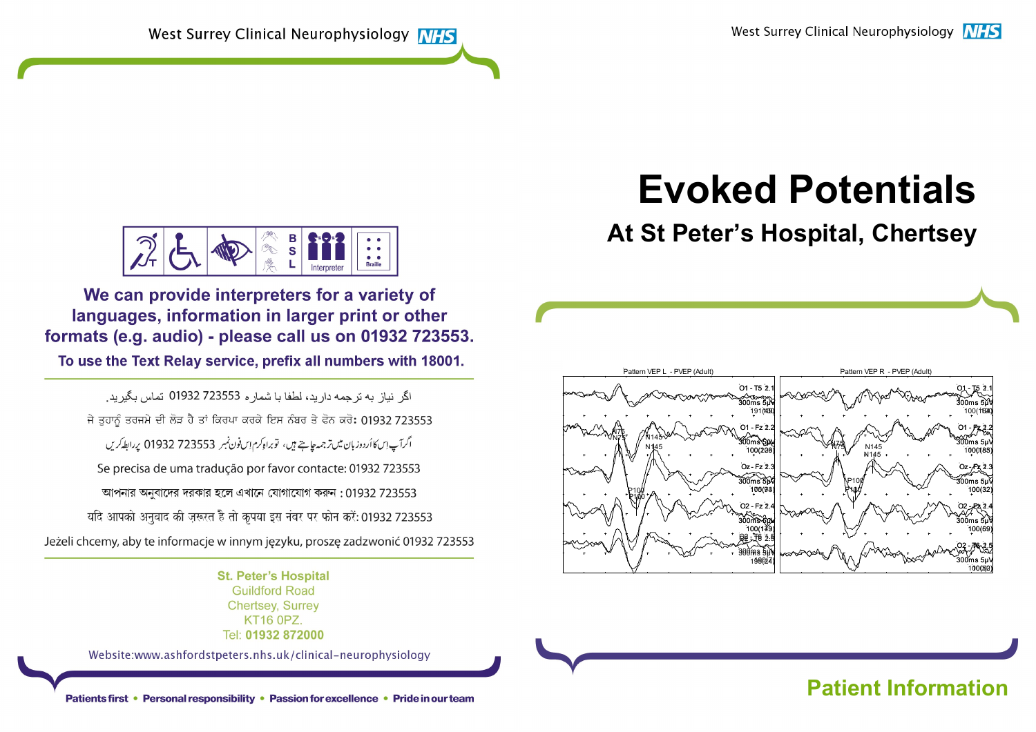# Evoked Potentials

## At St Peter's Hospital, Chertsey

**Patient Information**

**We can provide interpreters for a variety of languages, information in larger print or other formats (e.g. audio) - please call us on 01932 723553.**

**To use the Text Relay service, prefix all numbers with 18001.**

اگر نیاز به ترجمه دارید، لطفا با شماره 01932 723553 تماس بگیرید.

ਜੇ ਤੁਹਾਨੂੰ ਤਰਜਮੇ ਦੀ ਲੋੜ ਹੈ ਤਾਂ ਕਿਰਪਾ ਕਰਕੇ ਇਸ ਨੰਬਰ ਤੇ ਫੋਨ ਕਰੋ: 01932 723553

اگر آپ اس کا اُردو زبان میں ترجمہ چاہتے ہیں، تو براہ کرم اس فون نمبر 01932 723553 پر رابطہ کریں

Se precisa de uma tradução por favor contacte: 01932 723553

আপনার অনুবাদের দরকার হলে এখানে যোগাযোগ করুন : 01932 723553

यदि आपको अनुवाद की ज़रूरत है तो कृपया इस नंबर पर फोन करें: 01932 723553

Jeżeli chcemy, aby te informacje w innym języku, proszę zadzwonić 01932 723553

**St. Peter's Hospital**
Guildford Road
Chertsey, Surrey
KT16 0PZ.
Tel: **01932 872000**

Website:www.ashfordstpeters.nhs.uk/clinical-neurophysiology

**Patients first • Personal responsibility • Passion for excellence • Pride in our team**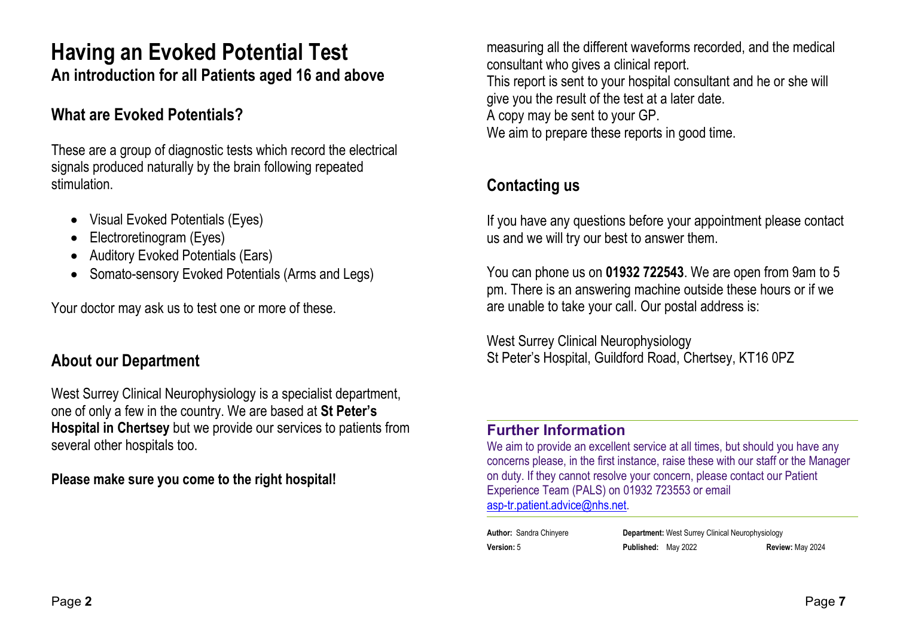# Having an Evoked Potential Test

**An introduction for all Patients aged 16 and above**

## What are Evoked Potentials?

These are a group of diagnostic tests which record the electrical signals produced naturally by the brain following repeated stimulation.

- Visual Evoked Potentials (Eyes)
- Electroretinogram (Eyes)
- Auditory Evoked Potentials (Ears)
- Somato-sensory Evoked Potentials (Arms and Legs)

Your doctor may ask us to test one or more of these.

## About our Department

West Surrey Clinical Neurophysiology is a specialist department, one of only a few in the country. We are based at **St Peter's Hospital in Chertsey** but we provide our services to patients from several other hospitals too.

**Please make sure you come to the right hospital!**

measuring all the different waveforms recorded, and the medical consultant who gives a clinical report.
This report is sent to your hospital consultant and he or she will give you the result of the test at a later date.
A copy may be sent to your GP.
We aim to prepare these reports in good time.

## Contacting us

If you have any questions before your appointment please contact us and we will try our best to answer them.

You can phone us on **01932 722543**. We are open from 9am to 5 pm. There is an answering machine outside these hours or if we are unable to take your call. Our postal address is:

West Surrey Clinical Neurophysiology
St Peter's Hospital, Guildford Road, Chertsey, KT16 0PZ

### Further Information

We aim to provide an excellent service at all times, but should you have any concerns please, in the first instance, raise these with our staff or the Manager on duty. If they cannot resolve your concern, please contact our Patient Experience Team (PALS) on 01932 723553 or email asp-tr.patient.advice@nhs.net.

**Author:** Sandra Chinyere **Department:** West Surrey Clinical Neurophysiology
**Version:** 5 **Published:** May 2022 **Review:** May 2024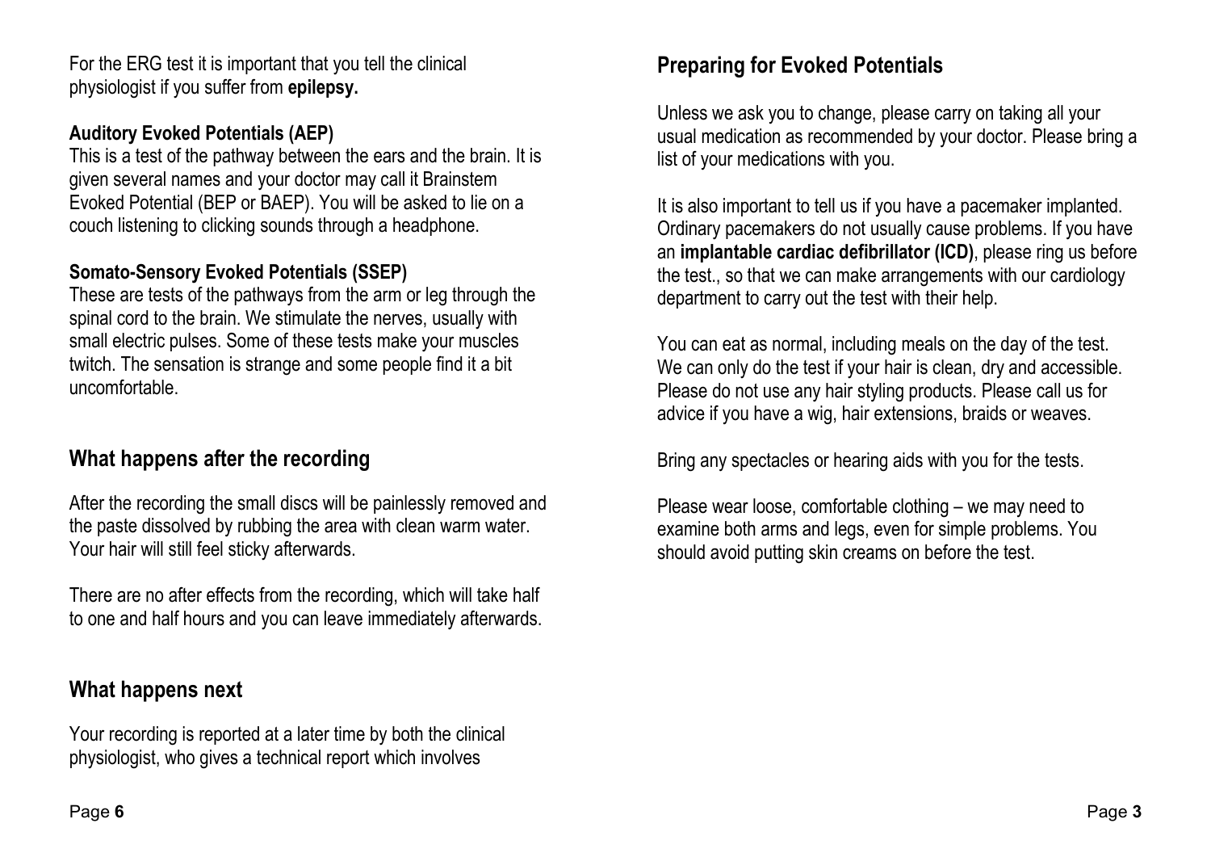For the ERG test it is important that you tell the clinical physiologist if you suffer from **epilepsy.**

### Auditory Evoked Potentials (AEP)

This is a test of the pathway between the ears and the brain. It is given several names and your doctor may call it Brainstem Evoked Potential (BEP or BAEP). You will be asked to lie on a couch listening to clicking sounds through a headphone.

### Somato-Sensory Evoked Potentials (SSEP)

These are tests of the pathways from the arm or leg through the spinal cord to the brain. We stimulate the nerves, usually with small electric pulses. Some of these tests make your muscles twitch. The sensation is strange and some people find it a bit uncomfortable.

## What happens after the recording

After the recording the small discs will be painlessly removed and the paste dissolved by rubbing the area with clean warm water. Your hair will still feel sticky afterwards.

There are no after effects from the recording, which will take half to one and half hours and you can leave immediately afterwards.

## What happens next

Your recording is reported at a later time by both the clinical physiologist, who gives a technical report which involves

## Preparing for Evoked Potentials

Unless we ask you to change, please carry on taking all your usual medication as recommended by your doctor. Please bring a list of your medications with you.

It is also important to tell us if you have a pacemaker implanted. Ordinary pacemakers do not usually cause problems. If you have an **implantable cardiac defibrillator (ICD)**, please ring us before the test., so that we can make arrangements with our cardiology department to carry out the test with their help.

You can eat as normal, including meals on the day of the test. We can only do the test if your hair is clean, dry and accessible. Please do not use any hair styling products. Please call us for advice if you have a wig, hair extensions, braids or weaves.

Bring any spectacles or hearing aids with you for the tests.

Please wear loose, comfortable clothing – we may need to examine both arms and legs, even for simple problems. You should avoid putting skin creams on before the test.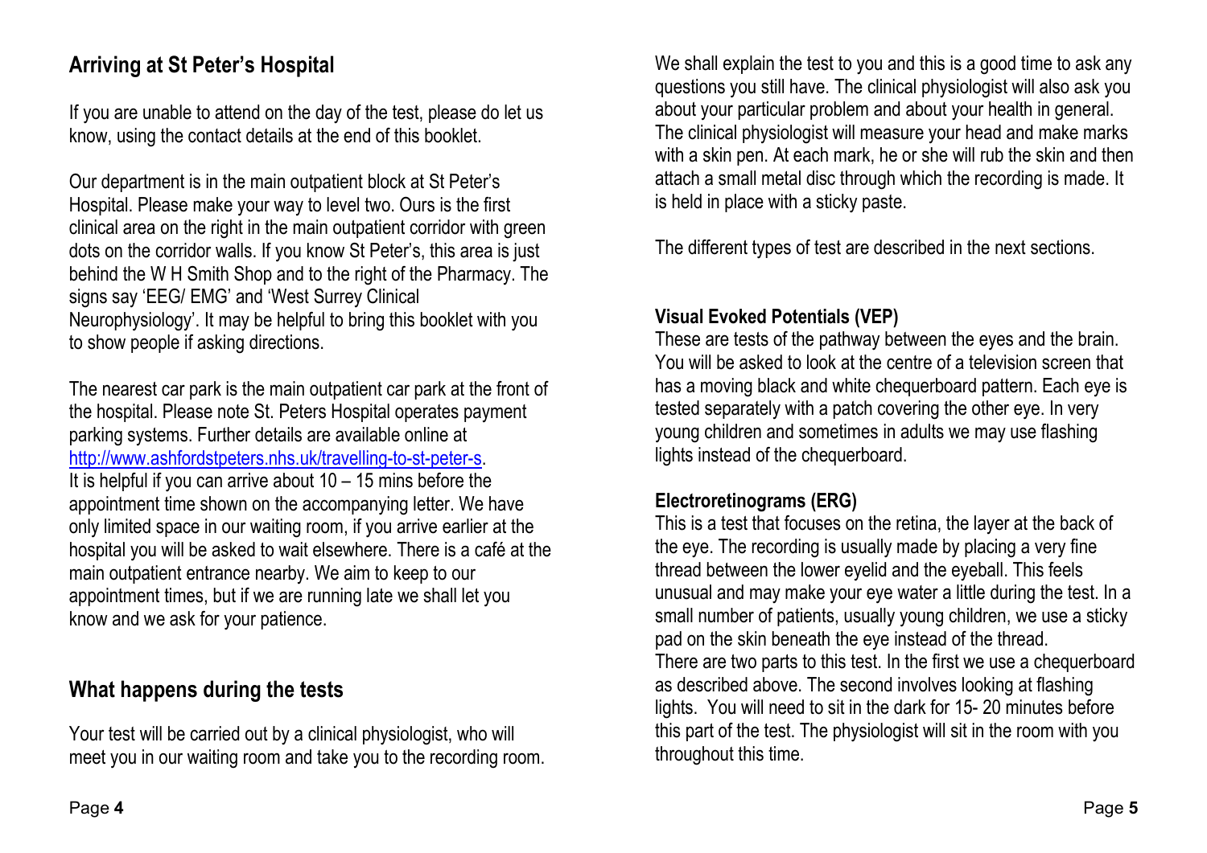## Arriving at St Peter's Hospital

If you are unable to attend on the day of the test, please do let us know, using the contact details at the end of this booklet.

Our department is in the main outpatient block at St Peter's Hospital. Please make your way to level two. Ours is the first clinical area on the right in the main outpatient corridor with green dots on the corridor walls. If you know St Peter's, this area is just behind the W H Smith Shop and to the right of the Pharmacy. The signs say 'EEG/ EMG' and 'West Surrey Clinical Neurophysiology'. It may be helpful to bring this booklet with you to show people if asking directions.

The nearest car park is the main outpatient car park at the front of the hospital. Please note St. Peters Hospital operates payment parking systems. Further details are available online at http://www.ashfordstpeters.nhs.uk/travelling-to-st-peter-s.
It is helpful if you can arrive about 10 – 15 mins before the appointment time shown on the accompanying letter. We have only limited space in our waiting room, if you arrive earlier at the hospital you will be asked to wait elsewhere. There is a café at the main outpatient entrance nearby. We aim to keep to our appointment times, but if we are running late we shall let you know and we ask for your patience.

## What happens during the tests

Your test will be carried out by a clinical physiologist, who will meet you in our waiting room and take you to the recording room. We shall explain the test to you and this is a good time to ask any questions you still have. The clinical physiologist will also ask you about your particular problem and about your health in general. The clinical physiologist will measure your head and make marks with a skin pen. At each mark, he or she will rub the skin and then attach a small metal disc through which the recording is made. It is held in place with a sticky paste.

The different types of test are described in the next sections.

**Visual Evoked Potentials (VEP)**
These are tests of the pathway between the eyes and the brain. You will be asked to look at the centre of a television screen that has a moving black and white chequerboard pattern. Each eye is tested separately with a patch covering the other eye. In very young children and sometimes in adults we may use flashing lights instead of the chequerboard.

**Electroretinograms (ERG)**
This is a test that focuses on the retina, the layer at the back of the eye. The recording is usually made by placing a very fine thread between the lower eyelid and the eyeball. This feels unusual and may make your eye water a little during the test. In a small number of patients, usually young children, we use a sticky pad on the skin beneath the eye instead of the thread.
There are two parts to this test. In the first we use a chequerboard as described above. The second involves looking at flashing lights. You will need to sit in the dark for 15- 20 minutes before this part of the test. The physiologist will sit in the room with you throughout this time.